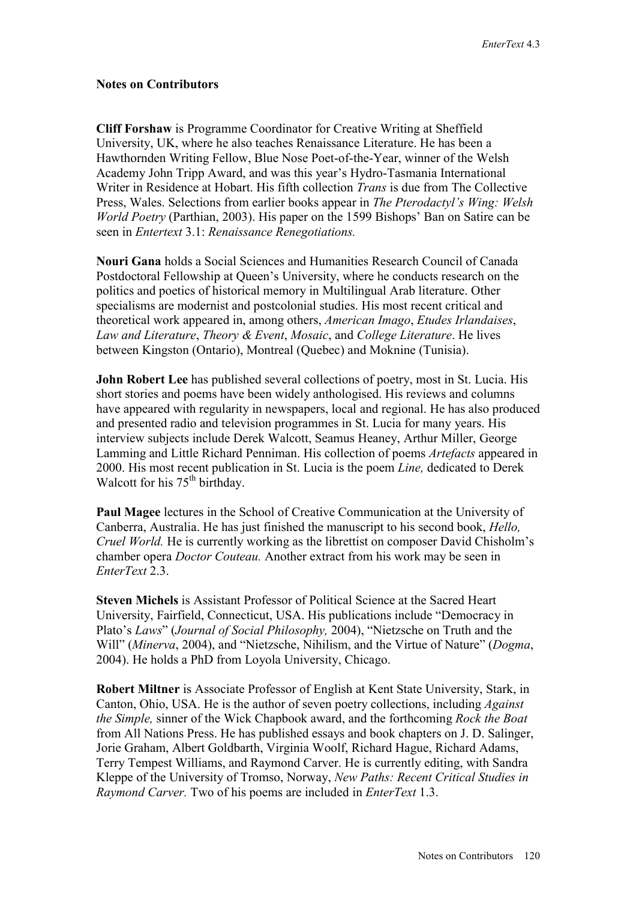**Notes on Contributors**

**Cliff Forshaw** is Programme Coordinator for Creative Writing at Sheffield University, UK, where he also teaches Renaissance Literature. He has been a Hawthornden Writing Fellow, Blue Nose Poet-of-the-Year, winner of the Welsh Academy John Tripp Award, and was this year's Hydro-Tasmania International Writer in Residence at Hobart. His fifth collection *Trans* is due from The Collective Press, Wales. Selections from earlier books appear in *The Pterodactyl's Wing: Welsh World Poetry* (Parthian, 2003). His paper on the 1599 Bishops' Ban on Satire can be seen in *Entertext* 3.1: *Renaissance Renegotiations.*

**Nouri Gana** holds a Social Sciences and Humanities Research Council of Canada Postdoctoral Fellowship at Queen's University, where he conducts research on the politics and poetics of historical memory in Multilingual Arab literature. Other specialisms are modernist and postcolonial studies. His most recent critical and theoretical work appeared in, among others, *American Imago*, *Etudes Irlandaises*, *Law and Literature*, *Theory & Event*, *Mosaic*, and *College Literature*. He lives between Kingston (Ontario), Montreal (Quebec) and Moknine (Tunisia).

**John Robert Lee** has published several collections of poetry, most in St. Lucia. His short stories and poems have been widely anthologised. His reviews and columns have appeared with regularity in newspapers, local and regional. He has also produced and presented radio and television programmes in St. Lucia for many years. His interview subjects include Derek Walcott, Seamus Heaney, Arthur Miller, George Lamming and Little Richard Penniman. His collection of poems *Artefacts* appeared in 2000. His most recent publication in St. Lucia is the poem *Line,* dedicated to Derek Walcott for his 75th birthday.

**Paul Magee** lectures in the School of Creative Communication at the University of Canberra, Australia. He has just finished the manuscript to his second book, *Hello, Cruel World.* He is currently working as the librettist on composer David Chisholm's chamber opera *Doctor Couteau.* Another extract from his work may be seen in *EnterText* 2.3.

**Steven Michels** is Assistant Professor of Political Science at the Sacred Heart University, Fairfield, Connecticut, USA. His publications include "Democracy in Plato's *Laws*" (*Journal of Social Philosophy,* 2004), "Nietzsche on Truth and the Will" (*Minerva*, 2004), and "Nietzsche, Nihilism, and the Virtue of Nature" (*Dogma*, 2004). He holds a PhD from Loyola University, Chicago.

**Robert Miltner** is Associate Professor of English at Kent State University, Stark, in Canton, Ohio, USA. He is the author of seven poetry collections, including *Against the Simple,* sinner of the Wick Chapbook award, and the forthcoming *Rock the Boat* from All Nations Press. He has published essays and book chapters on J. D. Salinger, Jorie Graham, Albert Goldbarth, Virginia Woolf, Richard Hague, Richard Adams, Terry Tempest Williams, and Raymond Carver. He is currently editing, with Sandra Kleppe of the University of Tromso, Norway, *New Paths: Recent Critical Studies in Raymond Carver.* Two of his poems are included in *EnterText* 1.3.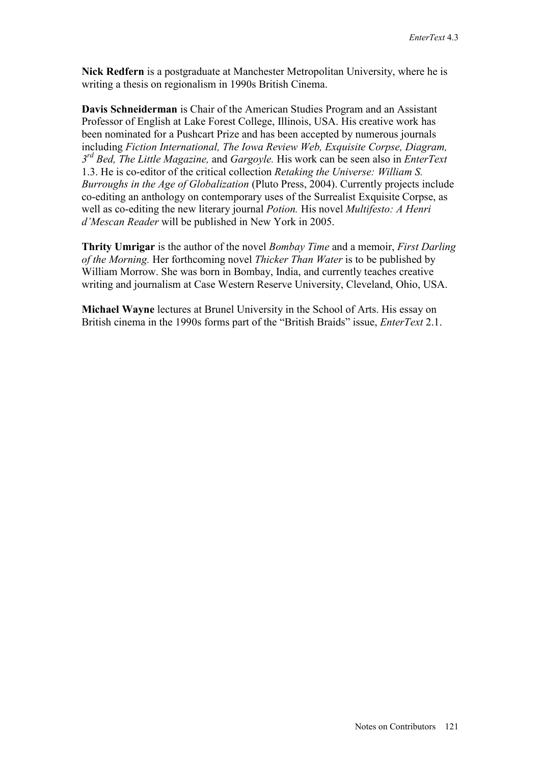**Nick Redfern** is a postgraduate at Manchester Metropolitan University, where he is writing a thesis on regionalism in 1990s British Cinema.

**Davis Schneiderman** is Chair of the American Studies Program and an Assistant Professor of English at Lake Forest College, Illinois, USA. His creative work has been nominated for a Pushcart Prize and has been accepted by numerous journals including *Fiction International, The Iowa Review Web, Exquisite Corpse, Diagram, 3rd Bed, The Little Magazine,* and *Gargoyle.* His work can be seen also in *EnterText* 1.3. He is co-editor of the critical collection *Retaking the Universe: William S. Burroughs in the Age of Globalization* (Pluto Press, 2004). Currently projects include co-editing an anthology on contemporary uses of the Surrealist Exquisite Corpse, as well as co-editing the new literary journal *Potion.* His novel *Multifesto: A Henri d'Mescan Reader* will be published in New York in 2005.

**Thrity Umrigar** is the author of the novel *Bombay Time* and a memoir, *First Darling of the Morning.* Her forthcoming novel *Thicker Than Water* is to be published by William Morrow. She was born in Bombay, India, and currently teaches creative writing and journalism at Case Western Reserve University, Cleveland, Ohio, USA.

**Michael Wayne** lectures at Brunel University in the School of Arts. His essay on British cinema in the 1990s forms part of the "British Braids" issue, *EnterText* 2.1.